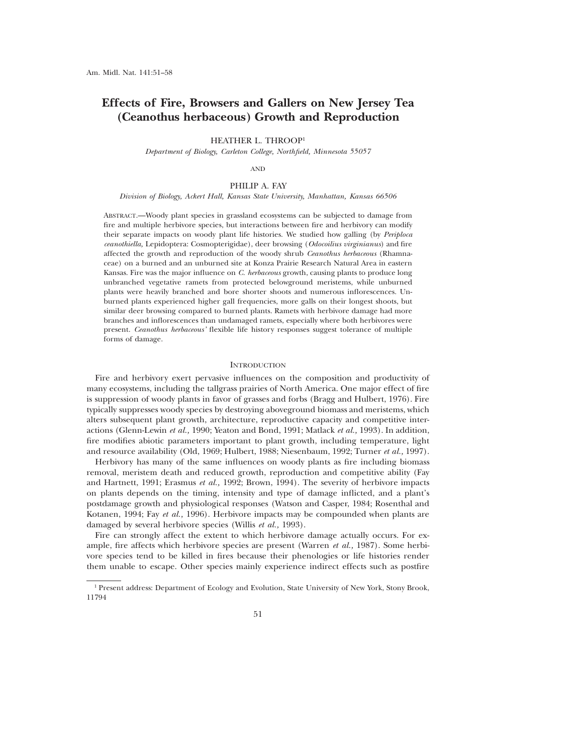# Effects of Fire, Browsers and Gallers on New Jersey Tea (Ceanothus herbaceous) Growth and Reproduction

HEATHER L. THROOP[1]

*Department of Biology, Carleton College, Northfield, Minnesota 55057*

AND

PHILIP A. FAY

*Division of Biology, Ackert Hall, Kansas State University, Manhattan, Kansas 66506*

ABSTRACT.—Woody plant species in grassland ecosystems can be subjected to damage from fire and multiple herbivore species, but interactions between fire and herbivory can modify their separate impacts on woody plant life histories. We studied how galling (by *Periploca ceanothiella,* Lepidoptera: Cosmopterigidae), deer browsing (*Odocoilius virginianus*) and fire affected the growth and reproduction of the woody shrub *Ceanothus herbaceous* (Rhamnaceae) on a burned and an unburned site at Konza Prairie Research Natural Area in eastern Kansas. Fire was the major influence on *C. herbaceous* growth, causing plants to produce long unbranched vegetative ramets from protected belowground meristems, while unburned plants were heavily branched and bore shorter shoots and numerous inflorescences. Unburned plants experienced higher gall frequencies, more galls on their longest shoots, but similar deer browsing compared to burned plants. Ramets with herbivore damage had more branches and inflorescences than undamaged ramets, especially where both herbivores were present. *Ceanothus herbaceous'* flexible life history responses suggest tolerance of multiple forms of damage.

## INTRODUCTION

Fire and herbivory exert pervasive influences on the composition and productivity of many ecosystems, including the tallgrass prairies of North America. One major effect of fire is suppression of woody plants in favor of grasses and forbs (Bragg and Hulbert, 1976). Fire typically suppresses woody species by destroying aboveground biomass and meristems, which alters subsequent plant growth, architecture, reproductive capacity and competitive interactions (Glenn-Lewin *et al.,* 1990; Yeaton and Bond, 1991; Matlack *et al.,* 1993). In addition, fire modifies abiotic parameters important to plant growth, including temperature, light and resource availability (Old, 1969; Hulbert, 1988; Niesenbaum, 1992; Turner *et al.,* 1997).

Herbivory has many of the same influences on woody plants as fire including biomass removal, meristem death and reduced growth, reproduction and competitive ability (Fay and Hartnett, 1991; Erasmus *et al.,* 1992; Brown, 1994). The severity of herbivore impacts on plants depends on the timing, intensity and type of damage inflicted, and a plant's postdamage growth and physiological responses (Watson and Casper, 1984; Rosenthal and Kotanen, 1994; Fay *et al.,* 1996). Herbivore impacts may be compounded when plants are damaged by several herbivore species (Willis *et al.,* 1993).

Fire can strongly affect the extent to which herbivore damage actually occurs. For example, fire affects which herbivore species are present (Warren *et al.,* 1987). Some herbivore species tend to be killed in fires because their phenologies or life histories render them unable to escape. Other species mainly experience indirect effects such as postfire

[1] Present address: Department of Ecology and Evolution, State University of New York, Stony Brook, 11794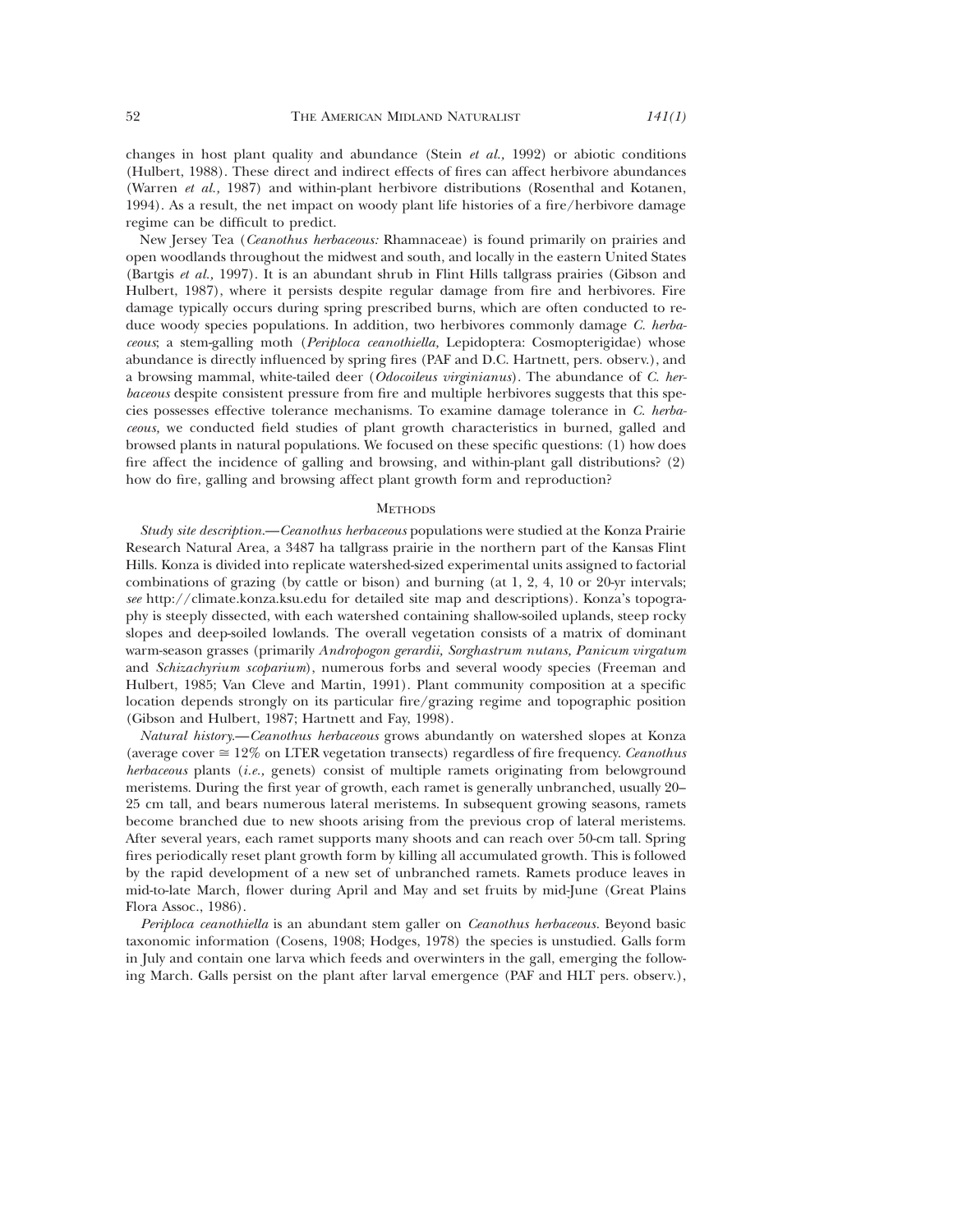changes in host plant quality and abundance (Stein *et al.,* 1992) or abiotic conditions (Hulbert, 1988). These direct and indirect effects of fires can affect herbivore abundances (Warren *et al.,* 1987) and within-plant herbivore distributions (Rosenthal and Kotanen, 1994). As a result, the net impact on woody plant life histories of a fire/herbivore damage regime can be difficult to predict.

New Jersey Tea (*Ceanothus herbaceous:* Rhamnaceae) is found primarily on prairies and open woodlands throughout the midwest and south, and locally in the eastern United States (Bartgis *et al.,* 1997). It is an abundant shrub in Flint Hills tallgrass prairies (Gibson and Hulbert, 1987), where it persists despite regular damage from fire and herbivores. Fire damage typically occurs during spring prescribed burns, which are often conducted to reduce woody species populations. In addition, two herbivores commonly damage *C. herbaceous*; a stem-galling moth (*Periploca ceanothiella,* Lepidoptera: Cosmopterigidae) whose abundance is directly influenced by spring fires (PAF and D.C. Hartnett, pers. observ.), and a browsing mammal, white-tailed deer (*Odocoileus virginianus*). The abundance of *C. herbaceous* despite consistent pressure from fire and multiple herbivores suggests that this species possesses effective tolerance mechanisms. To examine damage tolerance in *C. herbaceous,* we conducted field studies of plant growth characteristics in burned, galled and browsed plants in natural populations. We focused on these specific questions: (1) how does fire affect the incidence of galling and browsing, and within-plant gall distributions? (2) how do fire, galling and browsing affect plant growth form and reproduction?

## Methods

*Study site description.*—*Ceanothus herbaceous* populations were studied at the Konza Prairie Research Natural Area, a 3487 ha tallgrass prairie in the northern part of the Kansas Flint Hills. Konza is divided into replicate watershed-sized experimental units assigned to factorial combinations of grazing (by cattle or bison) and burning (at 1, 2, 4, 10 or 20-yr intervals; *see* http://climate.konza.ksu.edu for detailed site map and descriptions). Konza's topography is steeply dissected, with each watershed containing shallow-soiled uplands, steep rocky slopes and deep-soiled lowlands. The overall vegetation consists of a matrix of dominant warm-season grasses (primarily *Andropogon gerardii, Sorghastrum nutans, Panicum virgatum* and *Schizachyrium scoparium*), numerous forbs and several woody species (Freeman and Hulbert, 1985; Van Cleve and Martin, 1991). Plant community composition at a specific location depends strongly on its particular fire/grazing regime and topographic position (Gibson and Hulbert, 1987; Hartnett and Fay, 1998).

*Natural history.*—*Ceanothus herbaceous* grows abundantly on watershed slopes at Konza (average cover ≅ 12% on LTER vegetation transects) regardless of fire frequency. *Ceanothus herbaceous* plants (*i.e.,* genets) consist of multiple ramets originating from belowground meristems. During the first year of growth, each ramet is generally unbranched, usually 20–25 cm tall, and bears numerous lateral meristems. In subsequent growing seasons, ramets become branched due to new shoots arising from the previous crop of lateral meristems. After several years, each ramet supports many shoots and can reach over 50-cm tall. Spring fires periodically reset plant growth form by killing all accumulated growth. This is followed by the rapid development of a new set of unbranched ramets. Ramets produce leaves in mid-to-late March, flower during April and May and set fruits by mid-June (Great Plains Flora Assoc., 1986).

*Periploca ceanothiella* is an abundant stem galler on *Ceanothus herbaceous*. Beyond basic taxonomic information (Cosens, 1908; Hodges, 1978) the species is unstudied. Galls form in July and contain one larva which feeds and overwinters in the gall, emerging the following March. Galls persist on the plant after larval emergence (PAF and HLT pers. observ.),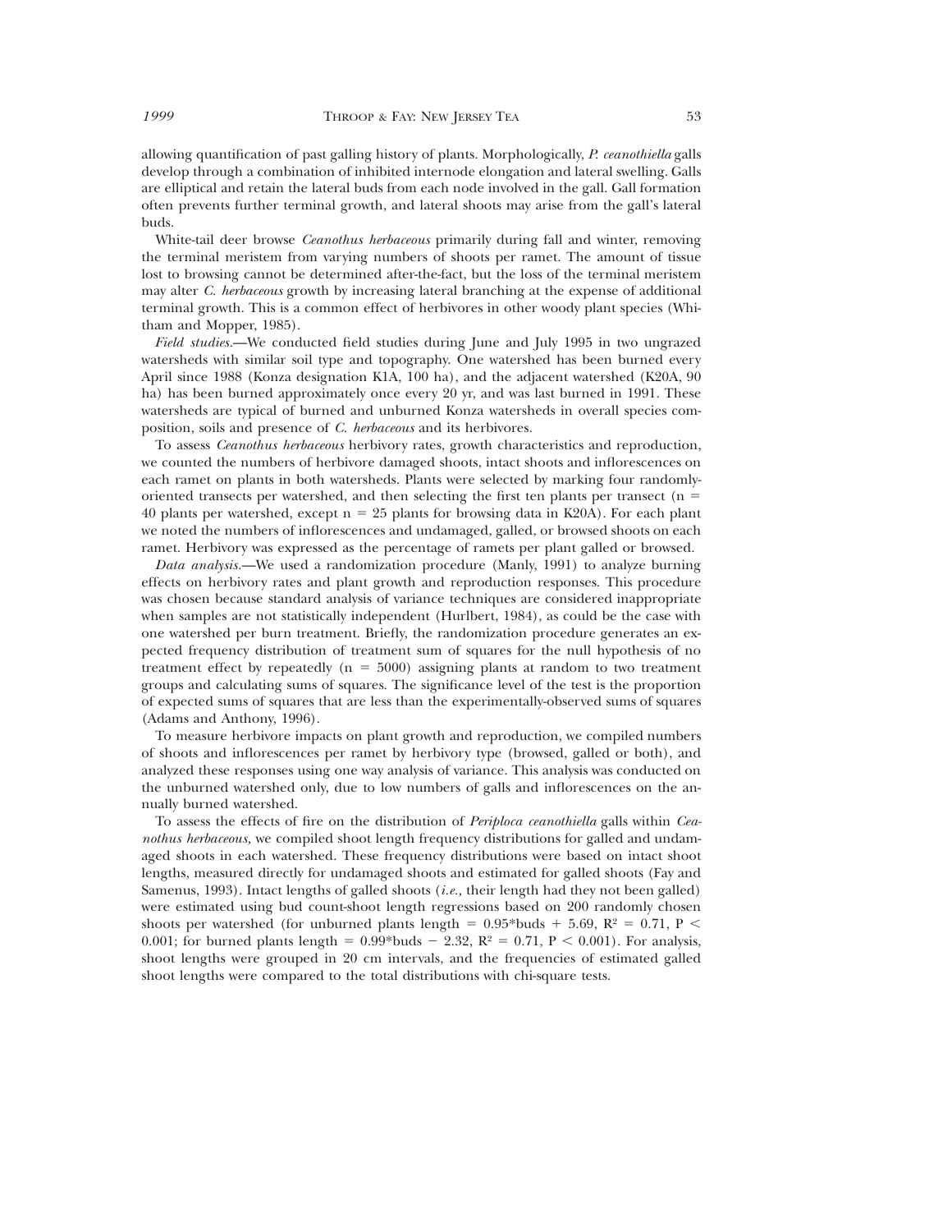allowing quantification of past galling history of plants. Morphologically, *P. ceanothiella* galls develop through a combination of inhibited internode elongation and lateral swelling. Galls are elliptical and retain the lateral buds from each node involved in the gall. Gall formation often prevents further terminal growth, and lateral shoots may arise from the gall's lateral buds.

White-tail deer browse *Ceanothus herbaceous* primarily during fall and winter, removing the terminal meristem from varying numbers of shoots per ramet. The amount of tissue lost to browsing cannot be determined after-the-fact, but the loss of the terminal meristem may alter *C. herbaceous* growth by increasing lateral branching at the expense of additional terminal growth. This is a common effect of herbivores in other woody plant species (Whitham and Mopper, 1985).

*Field studies*.—We conducted field studies during June and July 1995 in two ungrazed watersheds with similar soil type and topography. One watershed has been burned every April since 1988 (Konza designation K1A, 100 ha), and the adjacent watershed (K20A, 90 ha) has been burned approximately once every 20 yr, and was last burned in 1991. These watersheds are typical of burned and unburned Konza watersheds in overall species composition, soils and presence of *C. herbaceous* and its herbivores.

To assess *Ceanothus herbaceous* herbivory rates, growth characteristics and reproduction, we counted the numbers of herbivore damaged shoots, intact shoots and inflorescences on each ramet on plants in both watersheds. Plants were selected by marking four randomly-oriented transects per watershed, and then selecting the first ten plants per transect ($n = 40$ plants per watershed, except $n = 25$ plants for browsing data in K20A). For each plant we noted the numbers of inflorescences and undamaged, galled, or browsed shoots on each ramet. Herbivory was expressed as the percentage of ramets per plant galled or browsed.

*Data analysis*.—We used a randomization procedure (Manly, 1991) to analyze burning effects on herbivory rates and plant growth and reproduction responses. This procedure was chosen because standard analysis of variance techniques are considered inappropriate when samples are not statistically independent (Hurlbert, 1984), as could be the case with one watershed per burn treatment. Briefly, the randomization procedure generates an expected frequency distribution of treatment sum of squares for the null hypothesis of no treatment effect by repeatedly ($n = 5000$) assigning plants at random to two treatment groups and calculating sums of squares. The significance level of the test is the proportion of expected sums of squares that are less than the experimentally-observed sums of squares (Adams and Anthony, 1996).

To measure herbivore impacts on plant growth and reproduction, we compiled numbers of shoots and inflorescences per ramet by herbivory type (browsed, galled or both), and analyzed these responses using one way analysis of variance. This analysis was conducted on the unburned watershed only, due to low numbers of galls and inflorescences on the annually burned watershed.

To assess the effects of fire on the distribution of *Periploca ceanothiella* galls within *Ceanothus herbaceous,* we compiled shoot length frequency distributions for galled and undamaged shoots in each watershed. These frequency distributions were based on intact shoot lengths, measured directly for undamaged shoots and estimated for galled shoots (Fay and Samenus, 1993). Intact lengths of galled shoots (*i.e.,* their length had they not been galled) were estimated using bud count-shoot length regressions based on 200 randomly chosen shoots per watershed (for unburned plants length $= 0.95\text{*buds} + 5.69$, $R^2 = 0.71$, $P < 0.001$; for burned plants length $= 0.99\text{*buds} - 2.32$, $R^2 = 0.71$, $P < 0.001$). For analysis, shoot lengths were grouped in 20 cm intervals, and the frequencies of estimated galled shoot lengths were compared to the total distributions with chi-square tests.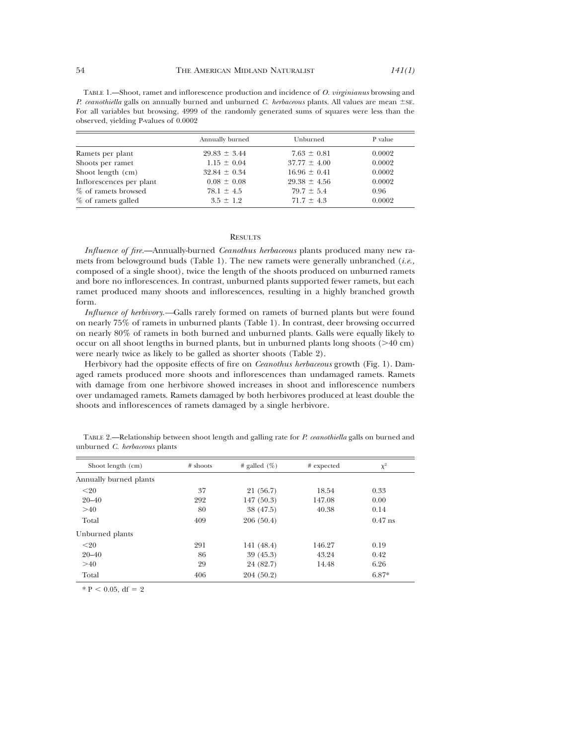TABLE 1.—Shoot, ramet and inflorescence production and incidence of *O. virginianus* browsing and *P. ceanothiella* galls on annually burned and unburned *C. herbaceous* plants. All values are mean ±SE. For all variables but browsing, 4999 of the randomly generated sums of squares were less than the observed, yielding P-values of 0.0002

| | Annually burned | Unburned | P value |
|---|---|---|---|
| Ramets per plant | 29.83 ± 3.44 | 7.63 ± 0.81 | 0.0002 |
| Shoots per ramet | 1.15 ± 0.04 | 37.77 ± 4.00 | 0.0002 |
| Shoot length (cm) | 32.84 ± 0.34 | 16.96 ± 0.41 | 0.0002 |
| Inflorescences per plant | 0.08 ± 0.08 | 29.38 ± 4.56 | 0.0002 |
| % of ramets browsed | 78.1 ± 4.5 | 79.7 ± 5.4 | 0.96 |
| % of ramets galled | 3.5 ± 1.2 | 71.7 ± 4.3 | 0.0002 |

## RESULTS

*Influence of fire.*—Annually-burned *Ceanothus herbaceous* plants produced many new ramets from belowground buds (Table 1). The new ramets were generally unbranched (*i.e.*, composed of a single shoot), twice the length of the shoots produced on unburned ramets and bore no inflorescences. In contrast, unburned plants supported fewer ramets, but each ramet produced many shoots and inflorescences, resulting in a highly branched growth form.

*Influence of herbivory.*—Galls rarely formed on ramets of burned plants but were found on nearly 75% of ramets in unburned plants (Table 1). In contrast, deer browsing occurred on nearly 80% of ramets in both burned and unburned plants. Galls were equally likely to occur on all shoot lengths in burned plants, but in unburned plants long shoots (>40 cm) were nearly twice as likely to be galled as shorter shoots (Table 2).

Herbivory had the opposite effects of fire on *Ceanothus herbaceous* growth (Fig. 1). Damaged ramets produced more shoots and inflorescences than undamaged ramets. Ramets with damage from one herbivore showed increases in shoot and inflorescence numbers over undamaged ramets. Ramets damaged by both herbivores produced at least double the shoots and inflorescences of ramets damaged by a single herbivore.

TABLE 2.—Relationship between shoot length and galling rate for *P. ceanothiella* galls on burned and unburned *C. herbaceous* plants

| Shoot length (cm) | # shoots | # galled (%) | # expected | $\chi^2$ |
|---|---|---|---|---|
| Annually burned plants | | | | |
| <20 | 37 | 21 (56.7) | 18.54 | 0.33 |
| 20–40 | 292 | 147 (50.3) | 147.08 | 0.00 |
| >40 | 80 | 38 (47.5) | 40.38 | 0.14 |
| Total | 409 | 206 (50.4) | | 0.47 ns |
| Unburned plants | | | | |
| <20 | 291 | 141 (48.4) | 146.27 | 0.19 |
| 20–40 | 86 | 39 (45.3) | 43.24 | 0.42 |
| >40 | 29 | 24 (82.7) | 14.48 | 6.26 |
| Total | 406 | 204 (50.2) | | 6.87* |

* $P < 0.05$, df = 2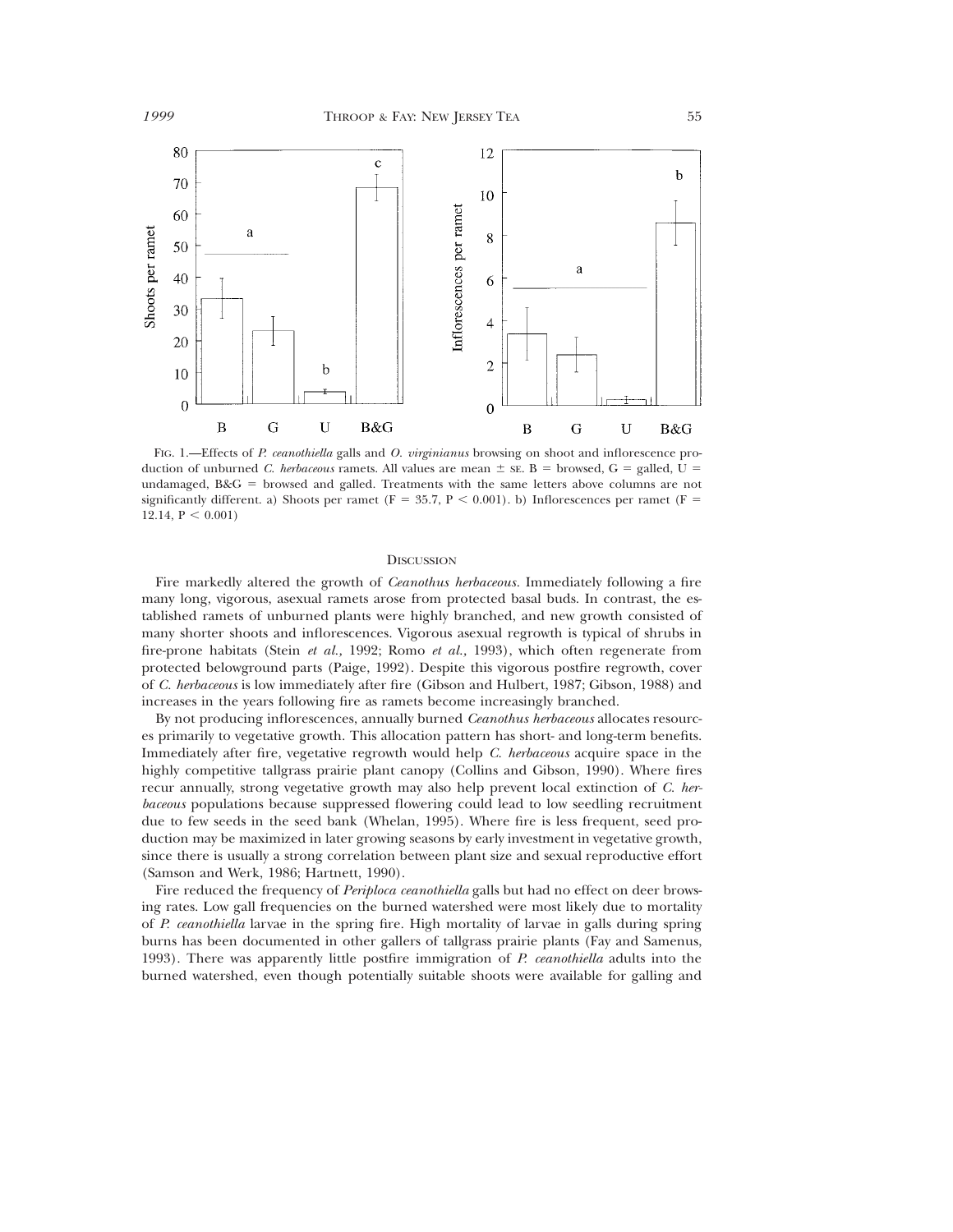FIG. 1.—Effects of *P. ceanothiella* galls and *O. virginianus* browsing on shoot and inflorescence production of unburned *C. herbaceous* ramets. All values are mean ± SE. B = browsed, G = galled, U = undamaged, B&G = browsed and galled. Treatments with the same letters above columns are not significantly different. a) Shoots per ramet ($F = 35.7$, $P < 0.001$). b) Inflorescences per ramet ($F = 12.14$, $P < 0.001$)

## DISCUSSION

Fire markedly altered the growth of *Ceanothus herbaceous*. Immediately following a fire many long, vigorous, asexual ramets arose from protected basal buds. In contrast, the established ramets of unburned plants were highly branched, and new growth consisted of many shorter shoots and inflorescences. Vigorous asexual regrowth is typical of shrubs in fire-prone habitats (Stein *et al.,* 1992; Romo *et al.,* 1993), which often regenerate from protected belowground parts (Paige, 1992). Despite this vigorous postfire regrowth, cover of *C. herbaceous* is low immediately after fire (Gibson and Hulbert, 1987; Gibson, 1988) and increases in the years following fire as ramets become increasingly branched.

By not producing inflorescences, annually burned *Ceanothus herbaceous* allocates resources primarily to vegetative growth. This allocation pattern has short- and long-term benefits. Immediately after fire, vegetative regrowth would help *C. herbaceous* acquire space in the highly competitive tallgrass prairie plant canopy (Collins and Gibson, 1990). Where fires recur annually, strong vegetative growth may also help prevent local extinction of *C. herbaceous* populations because suppressed flowering could lead to low seedling recruitment due to few seeds in the seed bank (Whelan, 1995). Where fire is less frequent, seed production may be maximized in later growing seasons by early investment in vegetative growth, since there is usually a strong correlation between plant size and sexual reproductive effort (Samson and Werk, 1986; Hartnett, 1990).

Fire reduced the frequency of *Periploca ceanothiella* galls but had no effect on deer browsing rates. Low gall frequencies on the burned watershed were most likely due to mortality of *P. ceanothiella* larvae in the spring fire. High mortality of larvae in galls during spring burns has been documented in other gallers of tallgrass prairie plants (Fay and Samenus, 1993). There was apparently little postfire immigration of *P. ceanothiella* adults into the burned watershed, even though potentially suitable shoots were available for galling and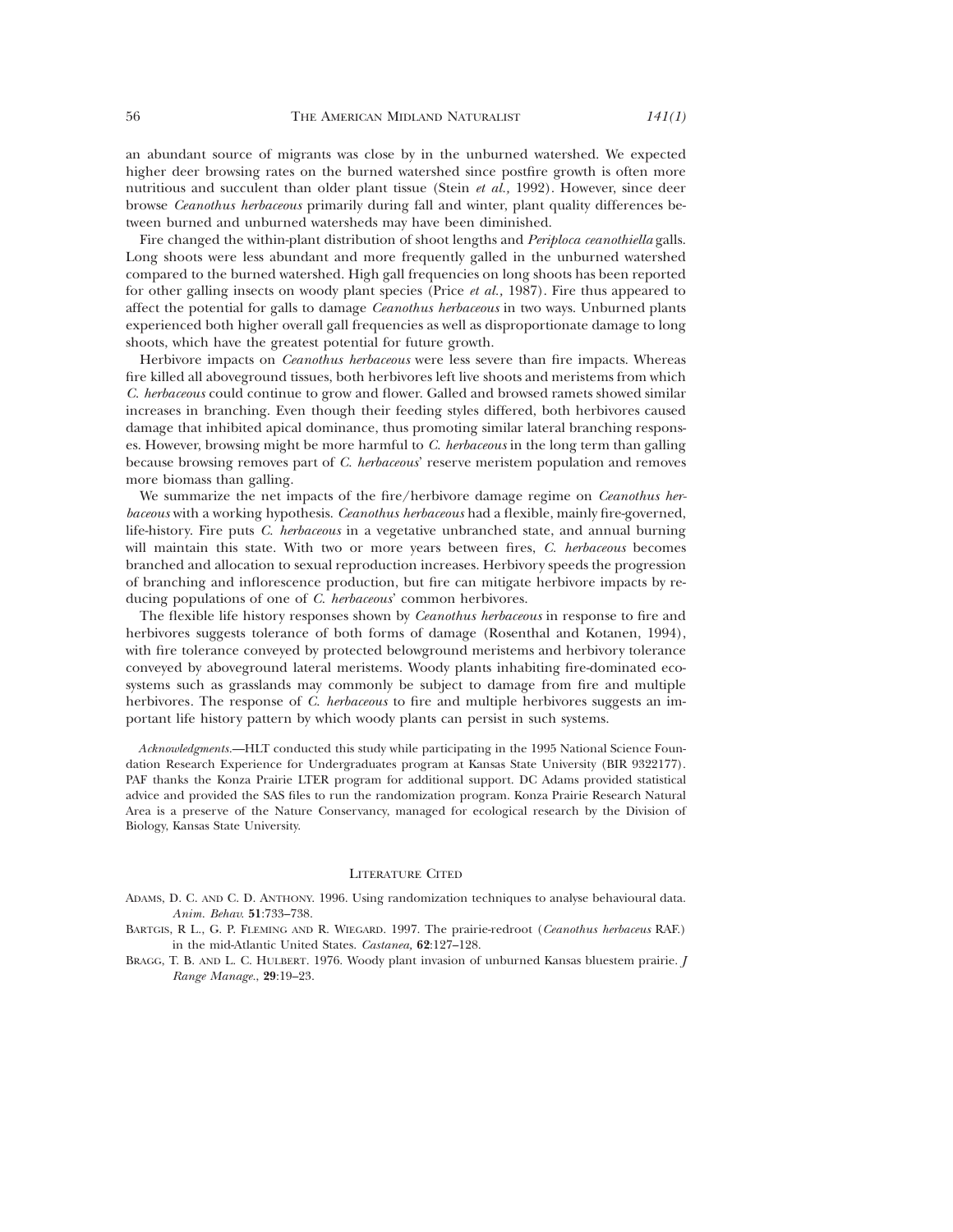an abundant source of migrants was close by in the unburned watershed. We expected higher deer browsing rates on the burned watershed since postfire growth is often more nutritious and succulent than older plant tissue (Stein *et al.,* 1992). However, since deer browse *Ceanothus herbaceous* primarily during fall and winter, plant quality differences between burned and unburned watersheds may have been diminished.

Fire changed the within-plant distribution of shoot lengths and *Periploca ceanothiella* galls. Long shoots were less abundant and more frequently galled in the unburned watershed compared to the burned watershed. High gall frequencies on long shoots has been reported for other galling insects on woody plant species (Price *et al.,* 1987). Fire thus appeared to affect the potential for galls to damage *Ceanothus herbaceous* in two ways. Unburned plants experienced both higher overall gall frequencies as well as disproportionate damage to long shoots, which have the greatest potential for future growth.

Herbivore impacts on *Ceanothus herbaceous* were less severe than fire impacts. Whereas fire killed all aboveground tissues, both herbivores left live shoots and meristems from which *C. herbaceous* could continue to grow and flower. Galled and browsed ramets showed similar increases in branching. Even though their feeding styles differed, both herbivores caused damage that inhibited apical dominance, thus promoting similar lateral branching responses. However, browsing might be more harmful to *C. herbaceous* in the long term than galling because browsing removes part of *C. herbaceous*' reserve meristem population and removes more biomass than galling.

We summarize the net impacts of the fire/herbivore damage regime on *Ceanothus herbaceous* with a working hypothesis. *Ceanothus herbaceous* had a flexible, mainly fire-governed, life-history. Fire puts *C. herbaceous* in a vegetative unbranched state, and annual burning will maintain this state. With two or more years between fires, *C. herbaceous* becomes branched and allocation to sexual reproduction increases. Herbivory speeds the progression of branching and inflorescence production, but fire can mitigate herbivore impacts by reducing populations of one of *C. herbaceous*' common herbivores.

The flexible life history responses shown by *Ceanothus herbaceous* in response to fire and herbivores suggests tolerance of both forms of damage (Rosenthal and Kotanen, 1994), with fire tolerance conveyed by protected belowground meristems and herbivory tolerance conveyed by aboveground lateral meristems. Woody plants inhabiting fire-dominated ecosystems such as grasslands may commonly be subject to damage from fire and multiple herbivores. The response of *C. herbaceous* to fire and multiple herbivores suggests an important life history pattern by which woody plants can persist in such systems.

*Acknowledgments.*—HLT conducted this study while participating in the 1995 National Science Foundation Research Experience for Undergraduates program at Kansas State University (BIR 9322177). PAF thanks the Konza Prairie LTER program for additional support. DC Adams provided statistical advice and provided the SAS files to run the randomization program. Konza Prairie Research Natural Area is a preserve of the Nature Conservancy, managed for ecological research by the Division of Biology, Kansas State University.

## Literature Cited

Adams, D. C. and C. D. Anthony. 1996. Using randomization techniques to analyse behavioural data. *Anim. Behav.* **51**:733–738.

Bartgis, R L., G. P. Fleming and R. Wiegard. 1997. The prairie-redroot (*Ceanothus herbaceus* RAF.) in the mid-Atlantic United States. *Castanea,* **62**:127–128.

Bragg, T. B. and L. C. Hulbert. 1976. Woody plant invasion of unburned Kansas bluestem prairie. *J Range Manage.,* **29**:19–23.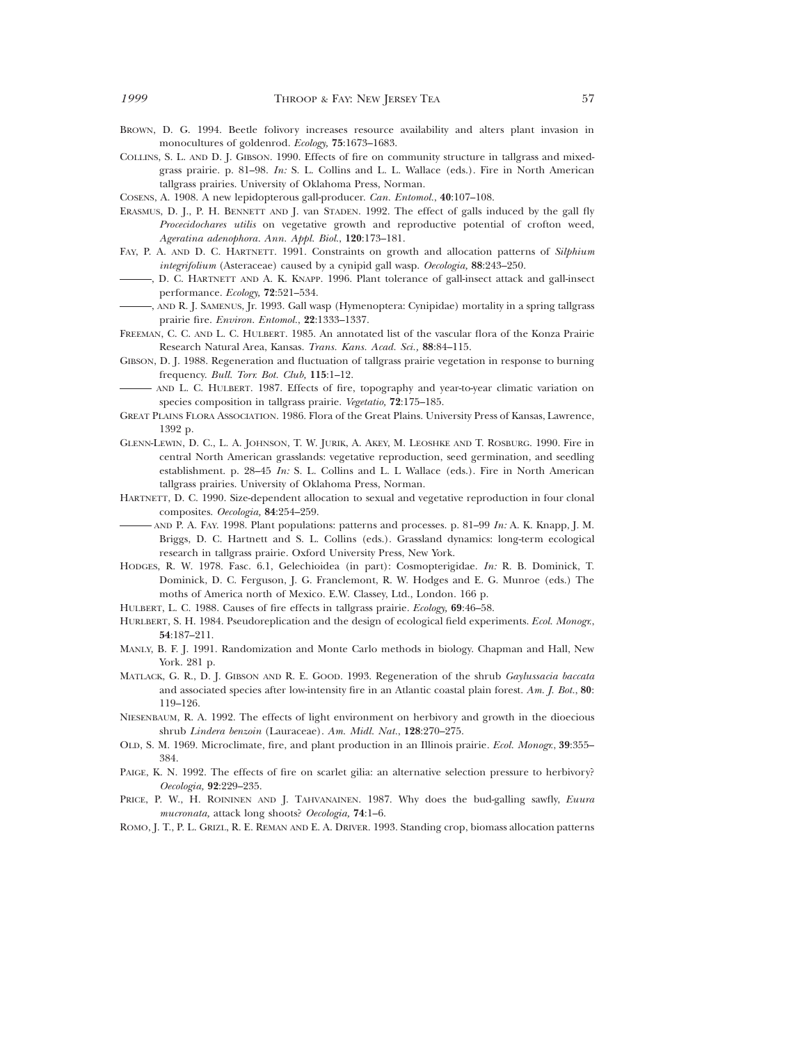Brown, D. G. 1994. Beetle folivory increases resource availability and alters plant invasion in monocultures of goldenrod. *Ecology,* **75**:1673–1683.

Collins, S. L. and D. J. Gibson. 1990. Effects of fire on community structure in tallgrass and mixed-grass prairie. p. 81–98. *In:* S. L. Collins and L. L. Wallace (eds.). Fire in North American tallgrass prairies. University of Oklahoma Press, Norman.

Cosens, A. 1908. A new lepidopterous gall-producer. *Can. Entomol.*, **40**:107–108.

Erasmus, D. J., P. H. Bennett and J. van Staden. 1992. The effect of galls induced by the gall fly *Procecidochares utilis* on vegetative growth and reproductive potential of crofton weed, *Ageratina adenophora. Ann. Appl. Biol.*, **120**:173–181.

Fay, P. A. and D. C. Hartnett. 1991. Constraints on growth and allocation patterns of *Silphium integrifolium* (Asteraceae) caused by a cynipid gall wasp. *Oecologia,* **88**:243–250.

———, D. C. Hartnett and A. K. Knapp. 1996. Plant tolerance of gall-insect attack and gall-insect performance. *Ecology,* **72**:521–534.

———, and R. J. Samenus, Jr. 1993. Gall wasp (Hymenoptera: Cynipidae) mortality in a spring tallgrass prairie fire. *Environ. Entomol.*, **22**:1333–1337.

Freeman, C. C. and L. C. Hulbert. 1985. An annotated list of the vascular flora of the Konza Prairie Research Natural Area, Kansas. *Trans. Kans. Acad. Sci.,* **88**:84–115.

Gibson, D. J. 1988. Regeneration and fluctuation of tallgrass prairie vegetation in response to burning frequency. *Bull. Torr. Bot. Club,* **115**:1–12.

——— and L. C. Hulbert. 1987. Effects of fire, topography and year-to-year climatic variation on species composition in tallgrass prairie. *Vegetatio,* **72**:175–185.

Great Plains Flora Association. 1986. Flora of the Great Plains. University Press of Kansas, Lawrence, 1392 p.

Glenn-Lewin, D. C., L. A. Johnson, T. W. Jurik, A. Akey, M. Leoshke and T. Rosburg. 1990. Fire in central North American grasslands: vegetative reproduction, seed germination, and seedling establishment. p. 28–45 *In:* S. L. Collins and L. L Wallace (eds.). Fire in North American tallgrass prairies. University of Oklahoma Press, Norman.

Hartnett, D. C. 1990. Size-dependent allocation to sexual and vegetative reproduction in four clonal composites. *Oecologia,* **84**:254–259.

——— and P. A. Fay. 1998. Plant populations: patterns and processes. p. 81–99 *In:* A. K. Knapp, J. M. Briggs, D. C. Hartnett and S. L. Collins (eds.). Grassland dynamics: long-term ecological research in tallgrass prairie. Oxford University Press, New York.

Hodges, R. W. 1978. Fasc. 6.1, Gelechioidea (in part): Cosmopterigidae. *In:* R. B. Dominick, T. Dominick, D. C. Ferguson, J. G. Franclemont, R. W. Hodges and E. G. Munroe (eds.) The moths of America north of Mexico. E.W. Classey, Ltd., London. 166 p.

Hulbert, L. C. 1988. Causes of fire effects in tallgrass prairie. *Ecology,* **69**:46–58.

Hurlbert, S. H. 1984. Pseudoreplication and the design of ecological field experiments. *Ecol. Monogr.*, **54**:187–211.

Manly, B. F. J. 1991. Randomization and Monte Carlo methods in biology. Chapman and Hall, New York. 281 p.

Matlack, G. R., D. J. Gibson and R. E. Good. 1993. Regeneration of the shrub *Gaylussacia baccata* and associated species after low-intensity fire in an Atlantic coastal plain forest. *Am. J. Bot.*, **80**: 119–126.

Niesenbaum, R. A. 1992. The effects of light environment on herbivory and growth in the dioecious shrub *Lindera benzoin* (Lauraceae). *Am. Midl. Nat.*, **128**:270–275.

Old, S. M. 1969. Microclimate, fire, and plant production in an Illinois prairie. *Ecol. Monogr.*, **39**:355–384.

Paige, K. N. 1992. The effects of fire on scarlet gilia: an alternative selection pressure to herbivory? *Oecologia,* **92**:229–235.

Price, P. W., H. Roininen and J. Tahvanainen. 1987. Why does the bud-galling sawfly, *Euura mucronata,* attack long shoots? *Oecologia,* **74**:1–6.

Romo, J. T., P. L. Grizl, R. E. Reman and E. A. Driver. 1993. Standing crop, biomass allocation patterns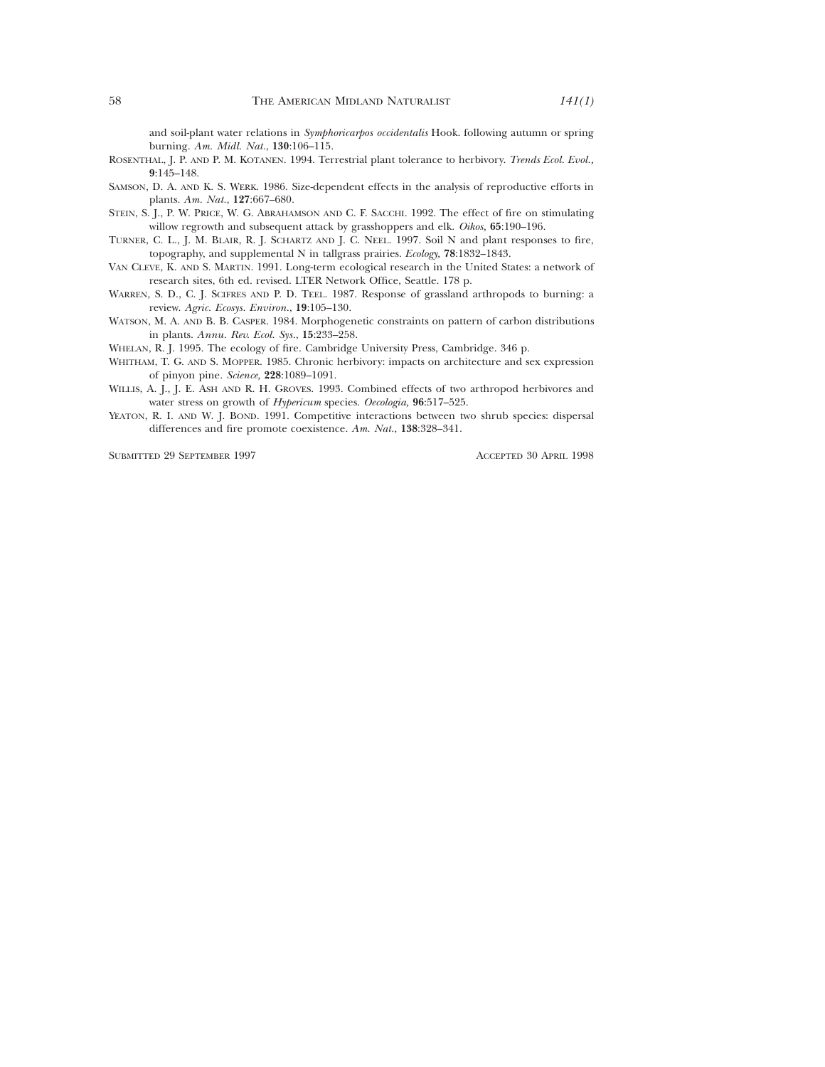and soil-plant water relations in *Symphoricarpos occidentalis* Hook. following autumn or spring burning. *Am. Midl. Nat.*, **130**:106–115.

ROSENTHAL, J. P. AND P. M. KOTANEN. 1994. Terrestrial plant tolerance to herbivory. *Trends Ecol. Evol.,* **9**:145–148.

SAMSON, D. A. AND K. S. WERK. 1986. Size-dependent effects in the analysis of reproductive efforts in plants. *Am. Nat.*, **127**:667–680.

STEIN, S. J., P. W. PRICE, W. G. ABRAHAMSON AND C. F. SACCHI. 1992. The effect of fire on stimulating willow regrowth and subsequent attack by grasshoppers and elk. *Oikos,* **65**:190–196.

TURNER, C. L., J. M. BLAIR, R. J. SCHARTZ AND J. C. NEEL. 1997. Soil N and plant responses to fire, topography, and supplemental N in tallgrass prairies. *Ecology,* **78**:1832–1843.

VAN CLEVE, K. AND S. MARTIN. 1991. Long-term ecological research in the United States: a network of research sites, 6th ed. revised. LTER Network Office, Seattle. 178 p.

WARREN, S. D., C. J. SCIFRES AND P. D. TEEL. 1987. Response of grassland arthropods to burning: a review. *Agric. Ecosys. Environ.*, **19**:105–130.

WATSON, M. A. AND B. B. CASPER. 1984. Morphogenetic constraints on pattern of carbon distributions in plants. *Annu. Rev. Ecol. Sys.*, **15**:233–258.

WHELAN, R. J. 1995. The ecology of fire. Cambridge University Press, Cambridge. 346 p.

WHITHAM, T. G. AND S. MOPPER. 1985. Chronic herbivory: impacts on architecture and sex expression of pinyon pine. *Science,* **228**:1089–1091.

WILLIS, A. J., J. E. ASH AND R. H. GROVES. 1993. Combined effects of two arthropod herbivores and water stress on growth of *Hypericum* species. *Oecologia,* **96**:517–525.

YEATON, R. I. AND W. J. BOND. 1991. Competitive interactions between two shrub species: dispersal differences and fire promote coexistence. *Am. Nat.*, **138**:328–341.

SUBMITTED 29 SEPTEMBER 1997 ACCEPTED 30 APRIL 1998